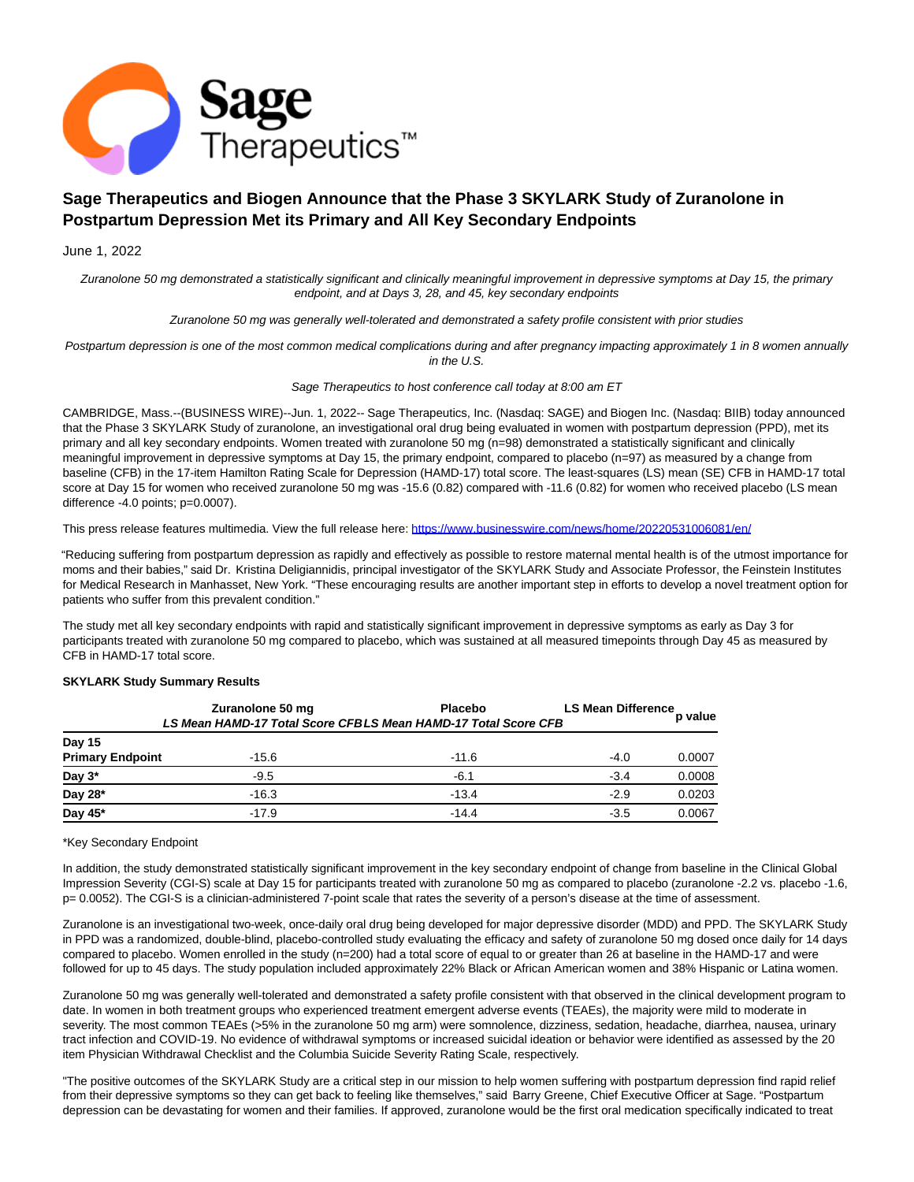# Sage Therapeutics and Biogen Announce that the Phase 3 SKYLARK Study of Zuranolone in Postpartum Depression Met its Primary and All Key Secondary Endpoints

June 1, 2022

*Zuranolone 50 mg demonstrated a statistically significant and clinically meaningful improvement in depressive symptoms at Day 15, the primary endpoint, and at Days 3, 28, and 45, key secondary endpoints*

*Zuranolone 50 mg was generally well-tolerated and demonstrated a safety profile consistent with prior studies*

*Postpartum depression is one of the most common medical complications during and after pregnancy impacting approximately 1 in 8 women annually in the U.S.*

*Sage Therapeutics to host conference call today at 8:00 am ET*

CAMBRIDGE, Mass.--(BUSINESS WIRE)--Jun. 1, 2022-- Sage Therapeutics, Inc. (Nasdaq: SAGE) and Biogen Inc. (Nasdaq: BIIB) today announced that the Phase 3 SKYLARK Study of zuranolone, an investigational oral drug being evaluated in women with postpartum depression (PPD), met its primary and all key secondary endpoints. Women treated with zuranolone 50 mg (n=98) demonstrated a statistically significant and clinically meaningful improvement in depressive symptoms at Day 15, the primary endpoint, compared to placebo (n=97) as measured by a change from baseline (CFB) in the 17-item Hamilton Rating Scale for Depression (HAMD-17) total score. The least-squares (LS) mean (SE) CFB in HAMD-17 total score at Day 15 for women who received zuranolone 50 mg was -15.6 (0.82) compared with -11.6 (0.82) for women who received placebo (LS mean difference -4.0 points; p=0.0007).

This press release features multimedia. View the full release here: https://www.businesswire.com/news/home/20220531006081/en/

"Reducing suffering from postpartum depression as rapidly and effectively as possible to restore maternal mental health is of the utmost importance for moms and their babies," said Dr. Kristina Deligiannidis, principal investigator of the SKYLARK Study and Associate Professor, the Feinstein Institutes for Medical Research in Manhasset, New York. "These encouraging results are another important step in efforts to develop a novel treatment option for patients who suffer from this prevalent condition."

The study met all key secondary endpoints with rapid and statistically significant improvement in depressive symptoms as early as Day 3 for participants treated with zuranolone 50 mg compared to placebo, which was sustained at all measured timepoints through Day 45 as measured by CFB in HAMD-17 total score.

**SKYLARK Study Summary Results**

| | **Zuranolone 50 mg** *LS Mean HAMD-17 Total Score CFB* | **Placebo** *LS Mean HAMD-17 Total Score CFB* | **LS Mean Difference** | **p value** |
|---|---|---|---|---|
| **Day 15 Primary Endpoint** | -15.6 | -11.6 | -4.0 | 0.0007 |
| **Day 3*** | -9.5 | -6.1 | -3.4 | 0.0008 |
| **Day 28*** | -16.3 | -13.4 | -2.9 | 0.0203 |
| **Day 45*** | -17.9 | -14.4 | -3.5 | 0.0067 |

*Key Secondary Endpoint

In addition, the study demonstrated statistically significant improvement in the key secondary endpoint of change from baseline in the Clinical Global Impression Severity (CGI-S) scale at Day 15 for participants treated with zuranolone 50 mg as compared to placebo (zuranolone -2.2 vs. placebo -1.6, p= 0.0052). The CGI-S is a clinician-administered 7-point scale that rates the severity of a person's disease at the time of assessment.

Zuranolone is an investigational two-week, once-daily oral drug being developed for major depressive disorder (MDD) and PPD. The SKYLARK Study in PPD was a randomized, double-blind, placebo-controlled study evaluating the efficacy and safety of zuranolone 50 mg dosed once daily for 14 days compared to placebo. Women enrolled in the study (n=200) had a total score of equal to or greater than 26 at baseline in the HAMD-17 and were followed for up to 45 days. The study population included approximately 22% Black or African American women and 38% Hispanic or Latina women.

Zuranolone 50 mg was generally well-tolerated and demonstrated a safety profile consistent with that observed in the clinical development program to date. In women in both treatment groups who experienced treatment emergent adverse events (TEAEs), the majority were mild to moderate in severity. The most common TEAEs (>5% in the zuranolone 50 mg arm) were somnolence, dizziness, sedation, headache, diarrhea, nausea, urinary tract infection and COVID-19. No evidence of withdrawal symptoms or increased suicidal ideation or behavior were identified as assessed by the 20 item Physician Withdrawal Checklist and the Columbia Suicide Severity Rating Scale, respectively.

"The positive outcomes of the SKYLARK Study are a critical step in our mission to help women suffering with postpartum depression find rapid relief from their depressive symptoms so they can get back to feeling like themselves," said Barry Greene, Chief Executive Officer at Sage. "Postpartum depression can be devastating for women and their families. If approved, zuranolone would be the first oral medication specifically indicated to treat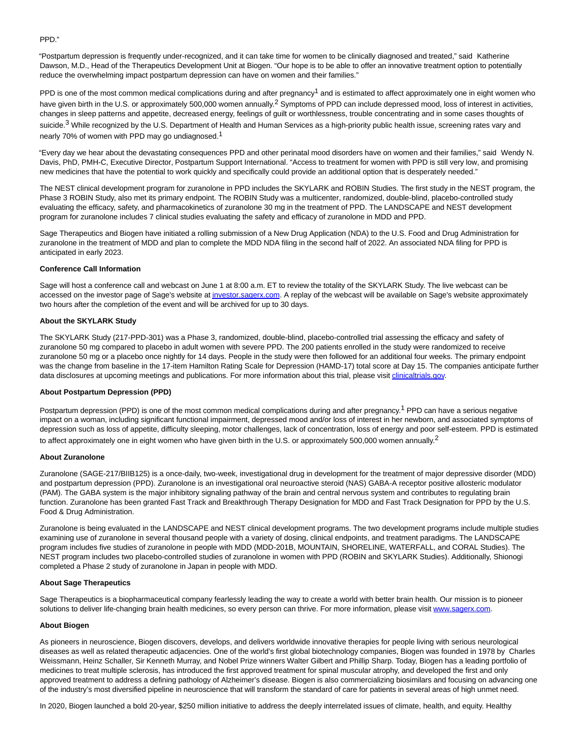PPD."

"Postpartum depression is frequently under-recognized, and it can take time for women to be clinically diagnosed and treated," said Katherine Dawson, M.D., Head of the Therapeutics Development Unit at Biogen. "Our hope is to be able to offer an innovative treatment option to potentially reduce the overwhelming impact postpartum depression can have on women and their families."

PPD is one of the most common medical complications during and after pregnancy[1] and is estimated to affect approximately one in eight women who have given birth in the U.S. or approximately 500,000 women annually.[2] Symptoms of PPD can include depressed mood, loss of interest in activities, changes in sleep patterns and appetite, decreased energy, feelings of guilt or worthlessness, trouble concentrating and in some cases thoughts of suicide.[3] While recognized by the U.S. Department of Health and Human Services as a high-priority public health issue, screening rates vary and nearly 70% of women with PPD may go undiagnosed.[1]

"Every day we hear about the devastating consequences PPD and other perinatal mood disorders have on women and their families," said Wendy N. Davis, PhD, PMH-C, Executive Director, Postpartum Support International. "Access to treatment for women with PPD is still very low, and promising new medicines that have the potential to work quickly and specifically could provide an additional option that is desperately needed."

The NEST clinical development program for zuranolone in PPD includes the SKYLARK and ROBIN Studies. The first study in the NEST program, the Phase 3 ROBIN Study, also met its primary endpoint. The ROBIN Study was a multicenter, randomized, double-blind, placebo-controlled study evaluating the efficacy, safety, and pharmacokinetics of zuranolone 30 mg in the treatment of PPD. The LANDSCAPE and NEST development program for zuranolone includes 7 clinical studies evaluating the safety and efficacy of zuranolone in MDD and PPD.

Sage Therapeutics and Biogen have initiated a rolling submission of a New Drug Application (NDA) to the U.S. Food and Drug Administration for zuranolone in the treatment of MDD and plan to complete the MDD NDA filing in the second half of 2022. An associated NDA filing for PPD is anticipated in early 2023.

**Conference Call Information**

Sage will host a conference call and webcast on June 1 at 8:00 a.m. ET to review the totality of the SKYLARK Study. The live webcast can be accessed on the investor page of Sage's website at investor.sagerx.com. A replay of the webcast will be available on Sage's website approximately two hours after the completion of the event and will be archived for up to 30 days.

**About the SKYLARK Study**

The SKYLARK Study (217-PPD-301) was a Phase 3, randomized, double-blind, placebo-controlled trial assessing the efficacy and safety of zuranolone 50 mg compared to placebo in adult women with severe PPD. The 200 patients enrolled in the study were randomized to receive zuranolone 50 mg or a placebo once nightly for 14 days. People in the study were then followed for an additional four weeks. The primary endpoint was the change from baseline in the 17-item Hamilton Rating Scale for Depression (HAMD-17) total score at Day 15. The companies anticipate further data disclosures at upcoming meetings and publications. For more information about this trial, please visit clinicaltrials.gov.

**About Postpartum Depression (PPD)**

Postpartum depression (PPD) is one of the most common medical complications during and after pregnancy.[1] PPD can have a serious negative impact on a woman, including significant functional impairment, depressed mood and/or loss of interest in her newborn, and associated symptoms of depression such as loss of appetite, difficulty sleeping, motor challenges, lack of concentration, loss of energy and poor self-esteem. PPD is estimated to affect approximately one in eight women who have given birth in the U.S. or approximately 500,000 women annually.[2]

**About Zuranolone**

Zuranolone (SAGE-217/BIIB125) is a once-daily, two-week, investigational drug in development for the treatment of major depressive disorder (MDD) and postpartum depression (PPD). Zuranolone is an investigational oral neuroactive steroid (NAS) GABA-A receptor positive allosteric modulator (PAM). The GABA system is the major inhibitory signaling pathway of the brain and central nervous system and contributes to regulating brain function. Zuranolone has been granted Fast Track and Breakthrough Therapy Designation for MDD and Fast Track Designation for PPD by the U.S. Food & Drug Administration.

Zuranolone is being evaluated in the LANDSCAPE and NEST clinical development programs. The two development programs include multiple studies examining use of zuranolone in several thousand people with a variety of dosing, clinical endpoints, and treatment paradigms. The LANDSCAPE program includes five studies of zuranolone in people with MDD (MDD-201B, MOUNTAIN, SHORELINE, WATERFALL, and CORAL Studies). The NEST program includes two placebo-controlled studies of zuranolone in women with PPD (ROBIN and SKYLARK Studies). Additionally, Shionogi completed a Phase 2 study of zuranolone in Japan in people with MDD.

**About Sage Therapeutics**

Sage Therapeutics is a biopharmaceutical company fearlessly leading the way to create a world with better brain health. Our mission is to pioneer solutions to deliver life-changing brain health medicines, so every person can thrive. For more information, please visit www.sagerx.com.

**About Biogen**

As pioneers in neuroscience, Biogen discovers, develops, and delivers worldwide innovative therapies for people living with serious neurological diseases as well as related therapeutic adjacencies. One of the world's first global biotechnology companies, Biogen was founded in 1978 by Charles Weissmann, Heinz Schaller, Sir Kenneth Murray, and Nobel Prize winners Walter Gilbert and Phillip Sharp. Today, Biogen has a leading portfolio of medicines to treat multiple sclerosis, has introduced the first approved treatment for spinal muscular atrophy, and developed the first and only approved treatment to address a defining pathology of Alzheimer's disease. Biogen is also commercializing biosimilars and focusing on advancing one of the industry's most diversified pipeline in neuroscience that will transform the standard of care for patients in several areas of high unmet need.

In 2020, Biogen launched a bold 20-year, $250 million initiative to address the deeply interrelated issues of climate, health, and equity. Healthy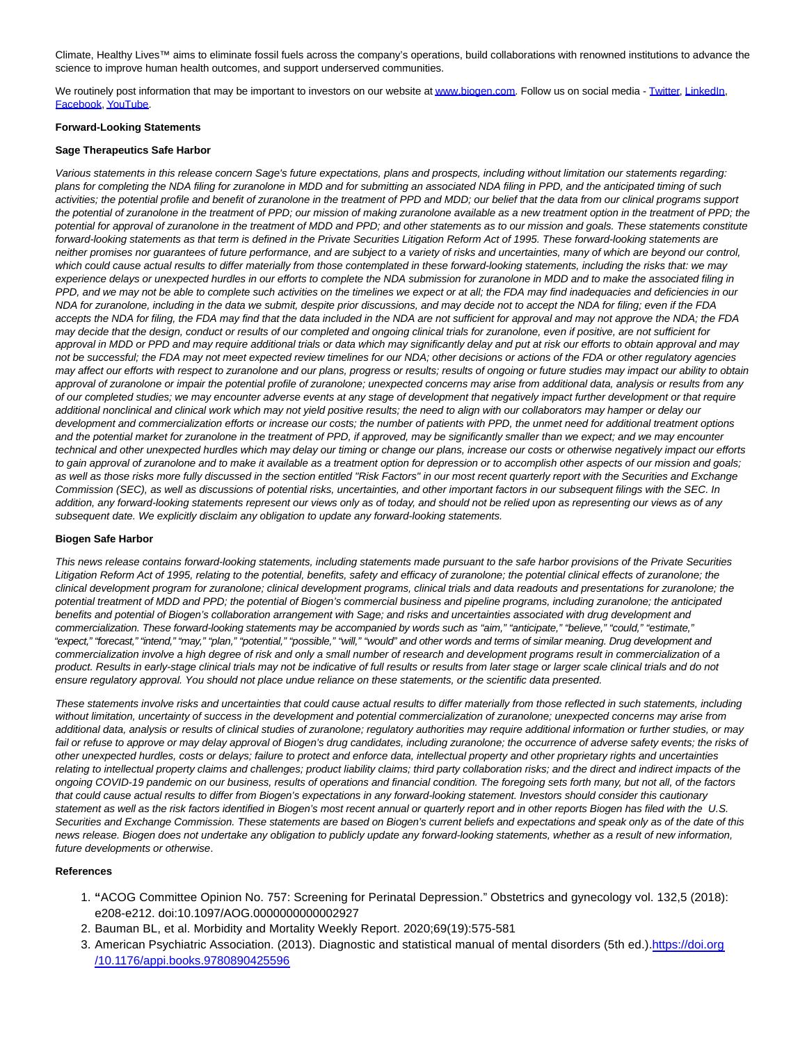Climate, Healthy Lives™ aims to eliminate fossil fuels across the company's operations, build collaborations with renowned institutions to advance the science to improve human health outcomes, and support underserved communities.

We routinely post information that may be important to investors on our website at [www.biogen.com](www.biogen.com). Follow us on social media - [Twitter](), [LinkedIn](), [Facebook](), [YouTube]().

**Forward-Looking Statements**

**Sage Therapeutics Safe Harbor**

*Various statements in this release concern Sage's future expectations, plans and prospects, including without limitation our statements regarding: plans for completing the NDA filing for zuranolone in MDD and for submitting an associated NDA filing in PPD, and the anticipated timing of such activities; the potential profile and benefit of zuranolone in the treatment of PPD and MDD; our belief that the data from our clinical programs support the potential of zuranolone in the treatment of PPD; our mission of making zuranolone available as a new treatment option in the treatment of PPD; the potential for approval of zuranolone in the treatment of MDD and PPD; and other statements as to our mission and goals. These statements constitute forward-looking statements as that term is defined in the Private Securities Litigation Reform Act of 1995. These forward-looking statements are neither promises nor guarantees of future performance, and are subject to a variety of risks and uncertainties, many of which are beyond our control, which could cause actual results to differ materially from those contemplated in these forward-looking statements, including the risks that: we may experience delays or unexpected hurdles in our efforts to complete the NDA submission for zuranolone in MDD and to make the associated filing in PPD, and we may not be able to complete such activities on the timelines we expect or at all; the FDA may find inadequacies and deficiencies in our NDA for zuranolone, including in the data we submit, despite prior discussions, and may decide not to accept the NDA for filing; even if the FDA accepts the NDA for filing, the FDA may find that the data included in the NDA are not sufficient for approval and may not approve the NDA; the FDA may decide that the design, conduct or results of our completed and ongoing clinical trials for zuranolone, even if positive, are not sufficient for approval in MDD or PPD and may require additional trials or data which may significantly delay and put at risk our efforts to obtain approval and may not be successful; the FDA may not meet expected review timelines for our NDA; other decisions or actions of the FDA or other regulatory agencies may affect our efforts with respect to zuranolone and our plans, progress or results; results of ongoing or future studies may impact our ability to obtain approval of zuranolone or impair the potential profile of zuranolone; unexpected concerns may arise from additional data, analysis or results from any of our completed studies; we may encounter adverse events at any stage of development that negatively impact further development or that require additional nonclinical and clinical work which may not yield positive results; the need to align with our collaborators may hamper or delay our development and commercialization efforts or increase our costs; the number of patients with PPD, the unmet need for additional treatment options and the potential market for zuranolone in the treatment of PPD, if approved, may be significantly smaller than we expect; and we may encounter technical and other unexpected hurdles which may delay our timing or change our plans, increase our costs or otherwise negatively impact our efforts to gain approval of zuranolone and to make it available as a treatment option for depression or to accomplish other aspects of our mission and goals; as well as those risks more fully discussed in the section entitled "Risk Factors" in our most recent quarterly report with the Securities and Exchange Commission (SEC), as well as discussions of potential risks, uncertainties, and other important factors in our subsequent filings with the SEC. In addition, any forward-looking statements represent our views only as of today, and should not be relied upon as representing our views as of any subsequent date. We explicitly disclaim any obligation to update any forward-looking statements.*

**Biogen Safe Harbor**

*This news release contains forward-looking statements, including statements made pursuant to the safe harbor provisions of the Private Securities Litigation Reform Act of 1995, relating to the potential, benefits, safety and efficacy of zuranolone; the potential clinical effects of zuranolone; the clinical development program for zuranolone; clinical development programs, clinical trials and data readouts and presentations for zuranolone; the potential treatment of MDD and PPD; the potential of Biogen's commercial business and pipeline programs, including zuranolone; the anticipated benefits and potential of Biogen's collaboration arrangement with Sage; and risks and uncertainties associated with drug development and commercialization. These forward-looking statements may be accompanied by words such as "aim," "anticipate," "believe," "could," "estimate," "expect," "forecast," "intend," "may," "plan," "potential," "possible," "will," "would" and other words and terms of similar meaning. Drug development and commercialization involve a high degree of risk and only a small number of research and development programs result in commercialization of a product. Results in early-stage clinical trials may not be indicative of full results or results from later stage or larger scale clinical trials and do not ensure regulatory approval. You should not place undue reliance on these statements, or the scientific data presented.*

*These statements involve risks and uncertainties that could cause actual results to differ materially from those reflected in such statements, including without limitation, uncertainty of success in the development and potential commercialization of zuranolone; unexpected concerns may arise from additional data, analysis or results of clinical studies of zuranolone; regulatory authorities may require additional information or further studies, or may fail or refuse to approve or may delay approval of Biogen's drug candidates, including zuranolone; the occurrence of adverse safety events; the risks of other unexpected hurdles, costs or delays; failure to protect and enforce data, intellectual property and other proprietary rights and uncertainties relating to intellectual property claims and challenges; product liability claims; third party collaboration risks; and the direct and indirect impacts of the ongoing COVID-19 pandemic on our business, results of operations and financial condition. The foregoing sets forth many, but not all, of the factors that could cause actual results to differ from Biogen's expectations in any forward-looking statement. Investors should consider this cautionary statement as well as the risk factors identified in Biogen's most recent annual or quarterly report and in other reports Biogen has filed with the U.S. Securities and Exchange Commission. These statements are based on Biogen's current beliefs and expectations and speak only as of the date of this news release. Biogen does not undertake any obligation to publicly update any forward-looking statements, whether as a result of new information, future developments or otherwise*.

**References**

1. **"**ACOG Committee Opinion No. 757: Screening for Perinatal Depression." Obstetrics and gynecology vol. 132,5 (2018): e208-e212. doi:10.1097/AOG.0000000000002927
2. Bauman BL, et al. Morbidity and Mortality Weekly Report. 2020;69(19):575-581
3. American Psychiatric Association. (2013). Diagnostic and statistical manual of mental disorders (5th ed.).[https://doi.org/10.1176/appi.books.9780890425596](https://doi.org/10.1176/appi.books.9780890425596)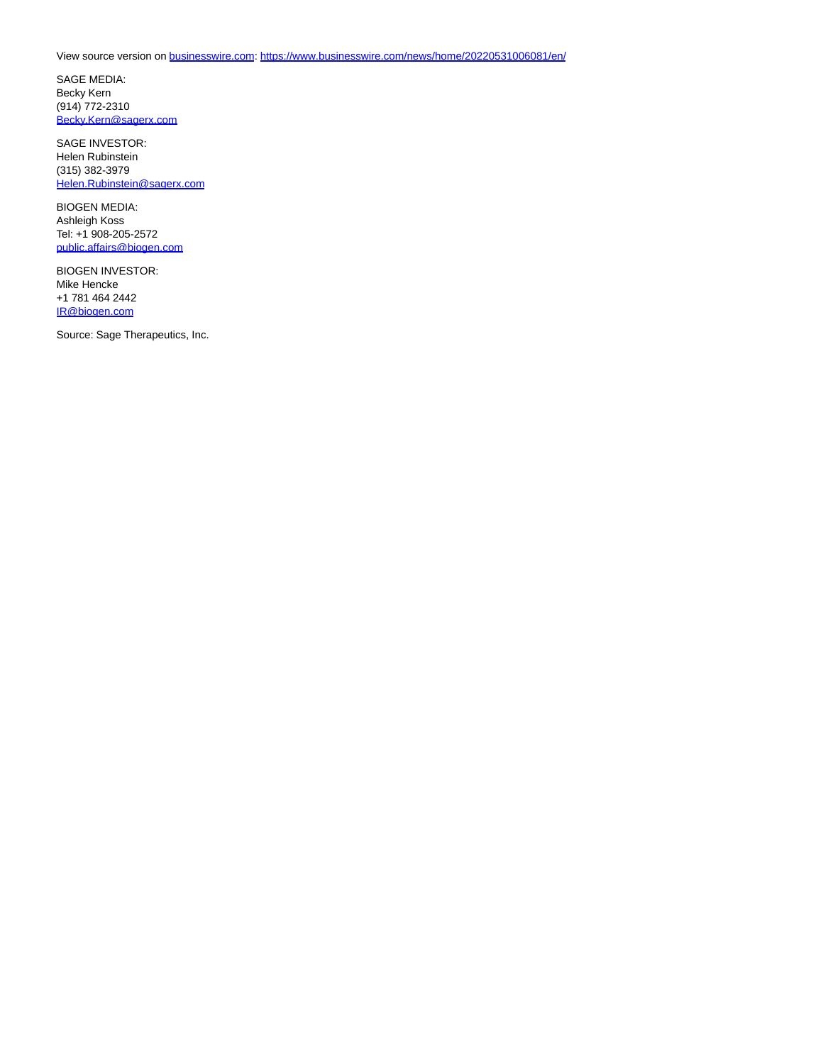View source version on businesswire.com: https://www.businesswire.com/news/home/20220531006081/en/

SAGE MEDIA:  
Becky Kern  
(914) 772-2310  
Becky.Kern@sagerx.com

SAGE INVESTOR:  
Helen Rubinstein  
(315) 382-3979  
Helen.Rubinstein@sagerx.com

BIOGEN MEDIA:  
Ashleigh Koss  
Tel: +1 908-205-2572  
public.affairs@biogen.com

BIOGEN INVESTOR:  
Mike Hencke  
+1 781 464 2442  
IR@biogen.com

Source: Sage Therapeutics, Inc.